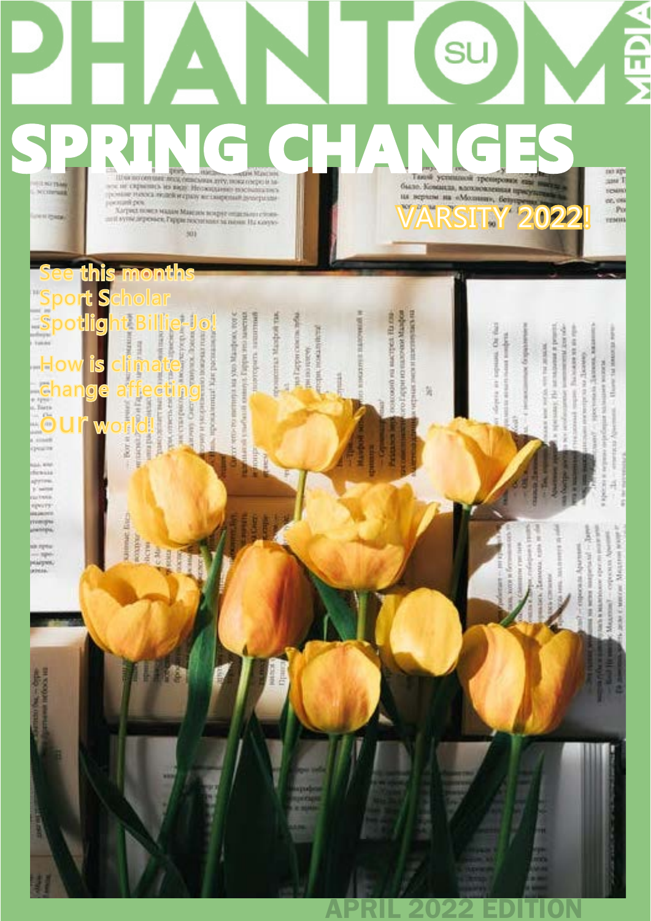# PHANTOM SU MEDIA

## SPRING CHANGES

VARSITY 2022!

See this months Sport Scholar Spotlight Billie-Jo!

How is climate change affecting our world!

APRIL 2022 EDITION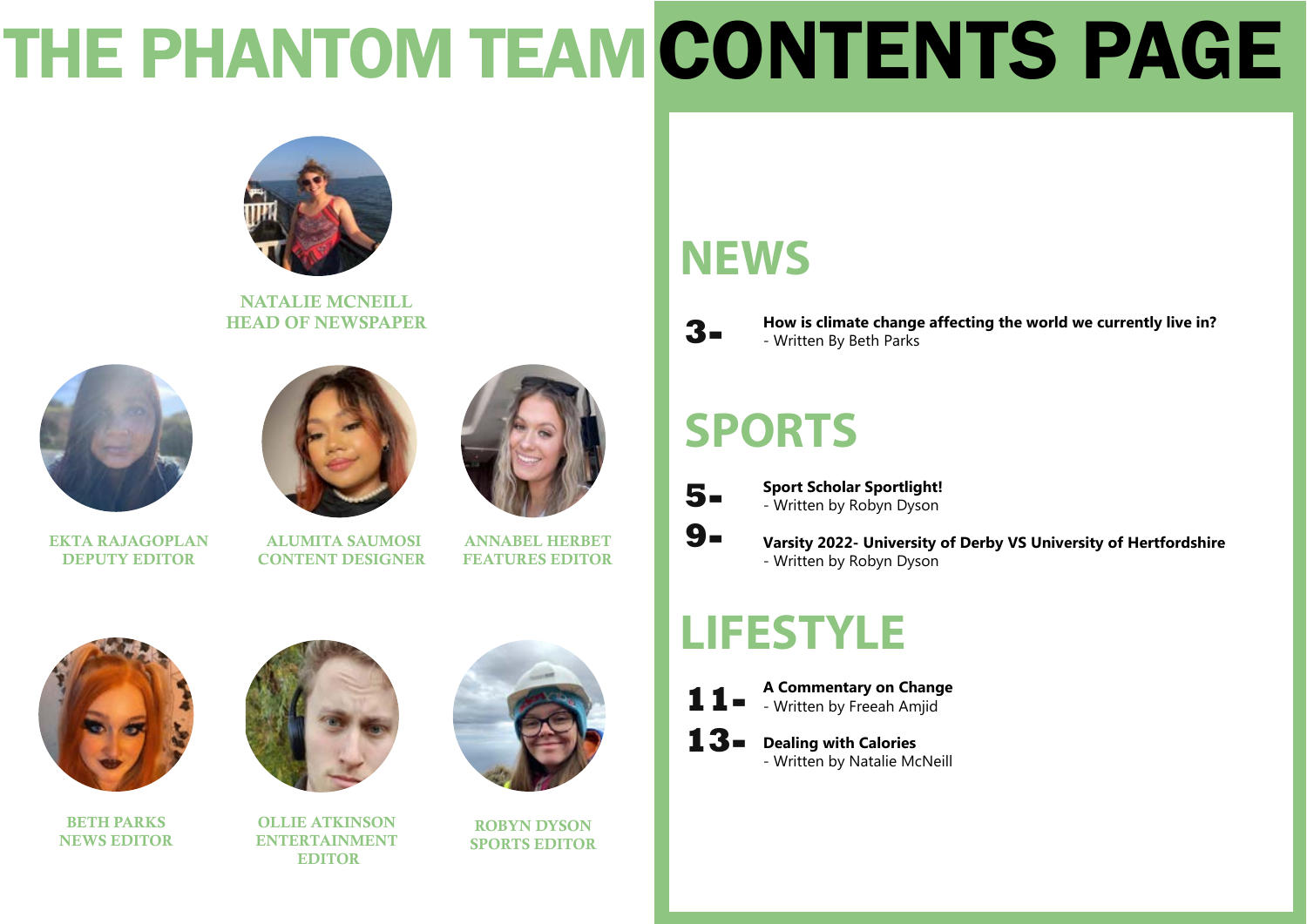# THE PHANTOM TEAM

**NATALIE MCNEILL**
**HEAD OF NEWSPAPER**

**EKTA RAJAGOPLAN**
**DEPUTY EDITOR**

**ALUMITA SAUMOSI**
**CONTENT DESIGNER**

**ANNABEL HERBET**
**FEATURES EDITOR**

**BETH PARKS**
**NEWS EDITOR**

**OLLIE ATKINSON**
**ENTERTAINMENT EDITOR**

**ROBYN DYSON**
**SPORTS EDITOR**

# CONTENTS PAGE

## NEWS

**3-** **How is climate change affecting the world we currently live in?**
- Written By Beth Parks

## SPORTS

**5-** **Sport Scholar Sportlight!**
- Written by Robyn Dyson

**9-** **Varsity 2022- University of Derby VS University of Hertfordshire**
- Written by Robyn Dyson

## LIFESTYLE

**11-** **A Commentary on Change**
- Written by Freeah Amjid

**13-** **Dealing with Calories**
- Written by Natalie McNeill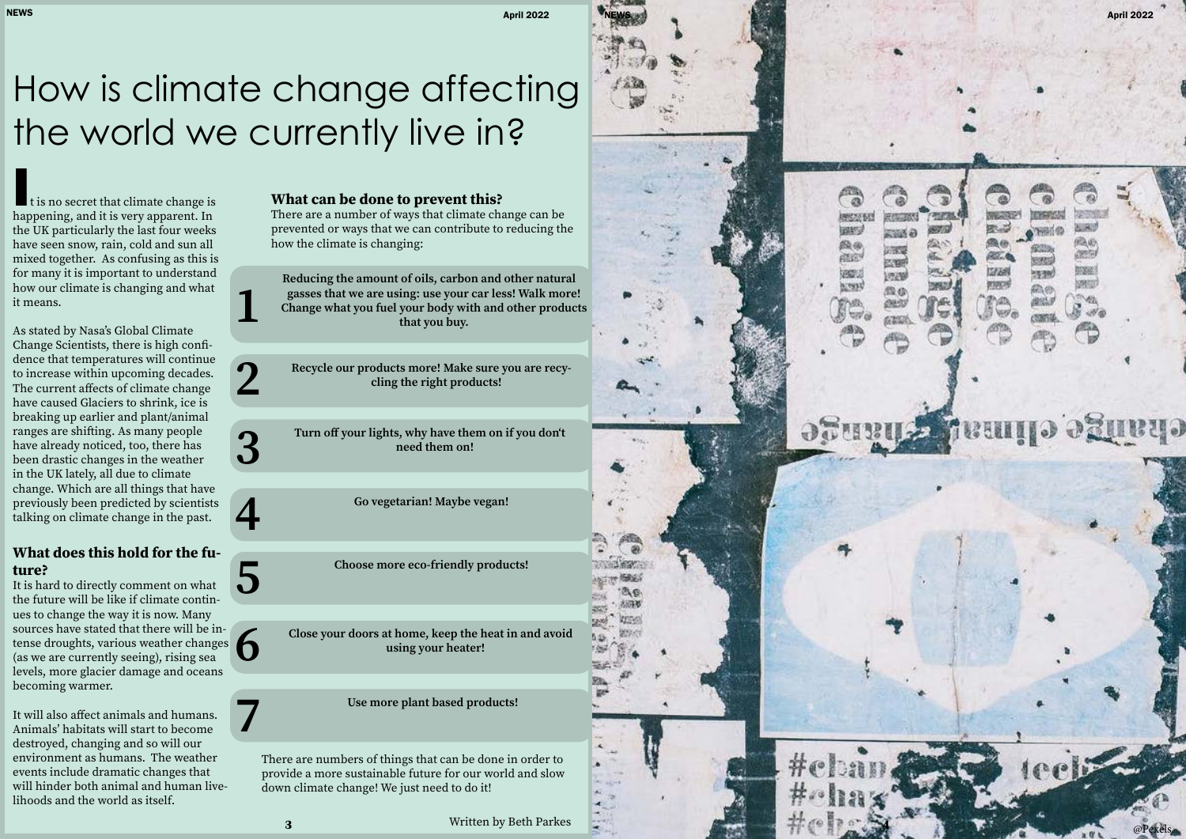# How is climate change affecting the world we currently live in?

It is no secret that climate change is happening, and it is very apparent. In the UK particularly the last four weeks have seen snow, rain, cold and sun all mixed together. As confusing as this is for many it is important to understand how our climate is changing and what it means.

As stated by Nasa's Global Climate Change Scientists, there is high confidence that temperatures will continue to increase within upcoming decades. The current affects of climate change have caused Glaciers to shrink, ice is breaking up earlier and plant/animal ranges are shifting. As many people have already noticed, too, there has been drastic changes in the weather in the UK lately, all due to climate change. Which are all things that have previously been predicted by scientists talking on climate change in the past.

## What does this hold for the future?

It is hard to directly comment on what the future will be like if climate continues to change the way it is now. Many sources have stated that there will be intense droughts, various weather changes (as we are currently seeing), rising sea levels, more glacier damage and oceans becoming warmer.

It will also affect animals and humans. Animals' habitats will start to become destroyed, changing and so will our environment as humans. The weather events include dramatic changes that will hinder both animal and human livelihoods and the world as itself.

## What can be done to prevent this?

There are a number of ways that climate change can be prevented or ways that we can contribute to reducing the how the climate is changing:

1. **Reducing the amount of oils, carbon and other natural gasses that we are using: use your car less! Walk more! Change what you fuel your body with and other products that you buy.**
2. **Recycle our products more! Make sure you are recycling the right products!**
3. **Turn off your lights, why have them on if you don't need them on!**
4. **Go vegetarian! Maybe vegan!**
5. **Choose more eco-friendly products!**
6. **Close your doors at home, keep the heat in and avoid using your heater!**
7. **Use more plant based products!**

There are numbers of things that can be done in order to provide a more sustainable future for our world and slow down climate change! We just need to do it!

Written by Beth Parkes

@Pexels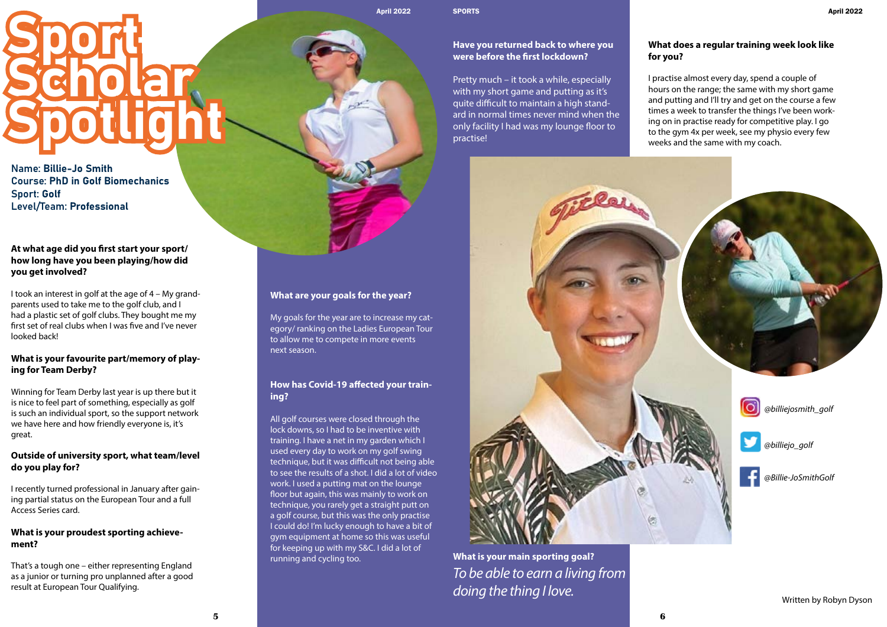# Sport Scholar Spotlight

Name: **Billie-Jo Smith**
Course: **PhD in Golf Biomechanics**
Sport: **Golf**
Level/Team: **Professional**

**At what age did you first start your sport/ how long have you been playing/how did you get involved?**

I took an interest in golf at the age of 4 – My grandparents used to take me to the golf club, and I had a plastic set of golf clubs. They bought me my first set of real clubs when I was five and I've never looked back!

**What is your favourite part/memory of playing for Team Derby?**

Winning for Team Derby last year is up there but it is nice to feel part of something, especially as golf is such an individual sport, so the support network we have here and how friendly everyone is, it's great.

**Outside of university sport, what team/level do you play for?**

I recently turned professional in January after gaining partial status on the European Tour and a full Access Series card.

**What is your proudest sporting achievement?**

That's a tough one – either representing England as a junior or turning pro unplanned after a good result at European Tour Qualifying.

**What are your goals for the year?**

My goals for the year are to increase my category/ ranking on the Ladies European Tour to allow me to compete in more events next season.

**How has Covid-19 affected your training?**

All golf courses were closed through the lock downs, so I had to be inventive with training. I have a net in my garden which I used every day to work on my golf swing technique, but it was difficult not being able to see the results of a shot. I did a lot of video work. I used a putting mat on the lounge floor but again, this was mainly to work on technique, you rarely get a straight putt on a golf course, but this was the only practise I could do! I'm lucky enough to have a bit of gym equipment at home so this was useful for keeping up with my S&C. I did a lot of running and cycling too.

**Have you returned back to where you were before the first lockdown?**

Pretty much – it took a while, especially with my short game and putting as it's quite difficult to maintain a high standard in normal times never mind when the only facility I had was my lounge floor to practise!

**What is your main sporting goal?**

*To be able to earn a living from doing the thing I love.*

**What does a regular training week look like for you?**

I practise almost every day, spend a couple of hours on the range; the same with my short game and putting and I'll try and get on the course a few times a week to transfer the things I've been working on in practise ready for competitive play. I go to the gym 4x per week, see my physio every few weeks and the same with my coach.

*@billiejosmith_golf*

*@billiejo_golf*

*@Billie-JoSmithGolf*

Written by Robyn Dyson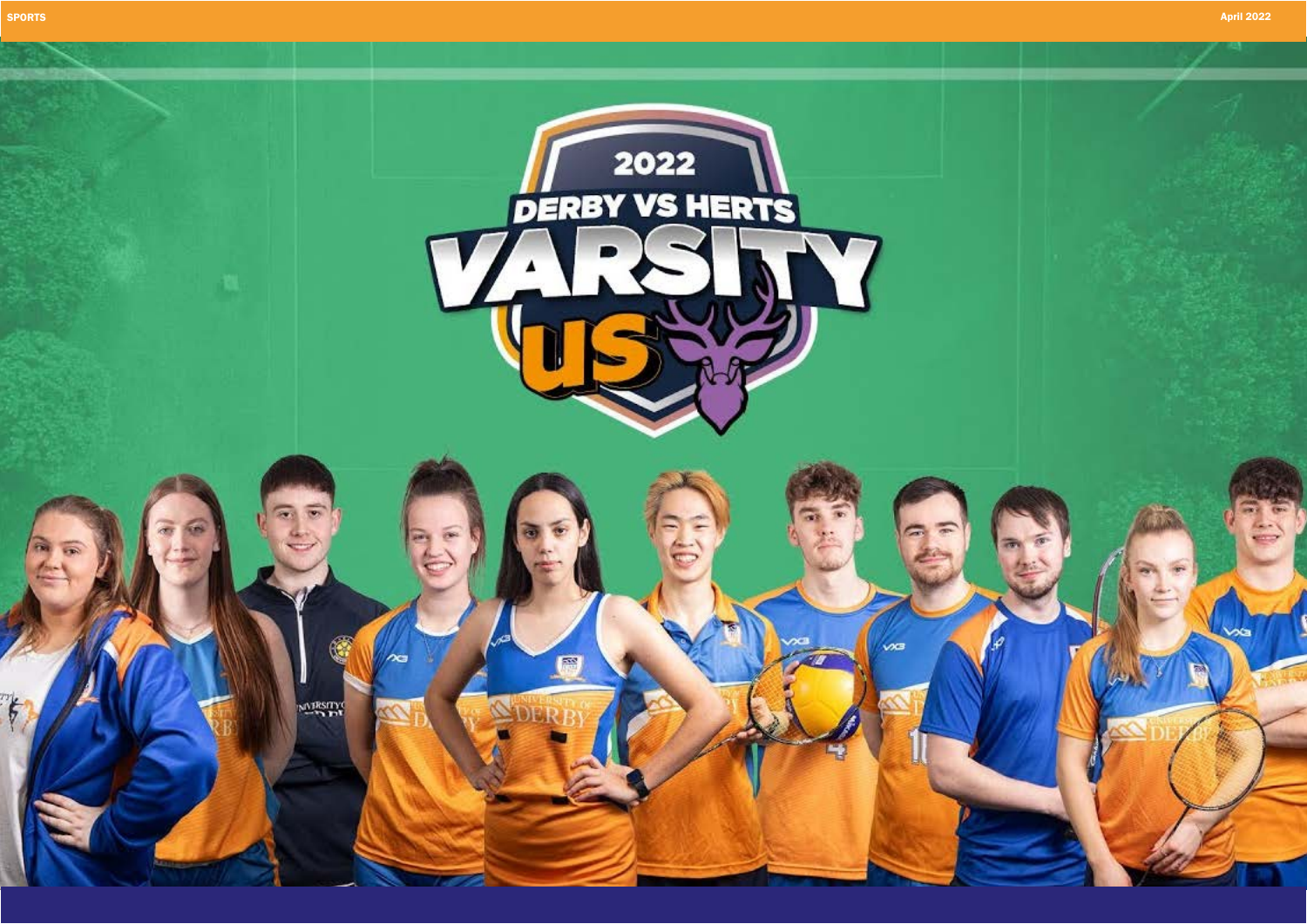# 2022 DERBY VS HERTS VARSITY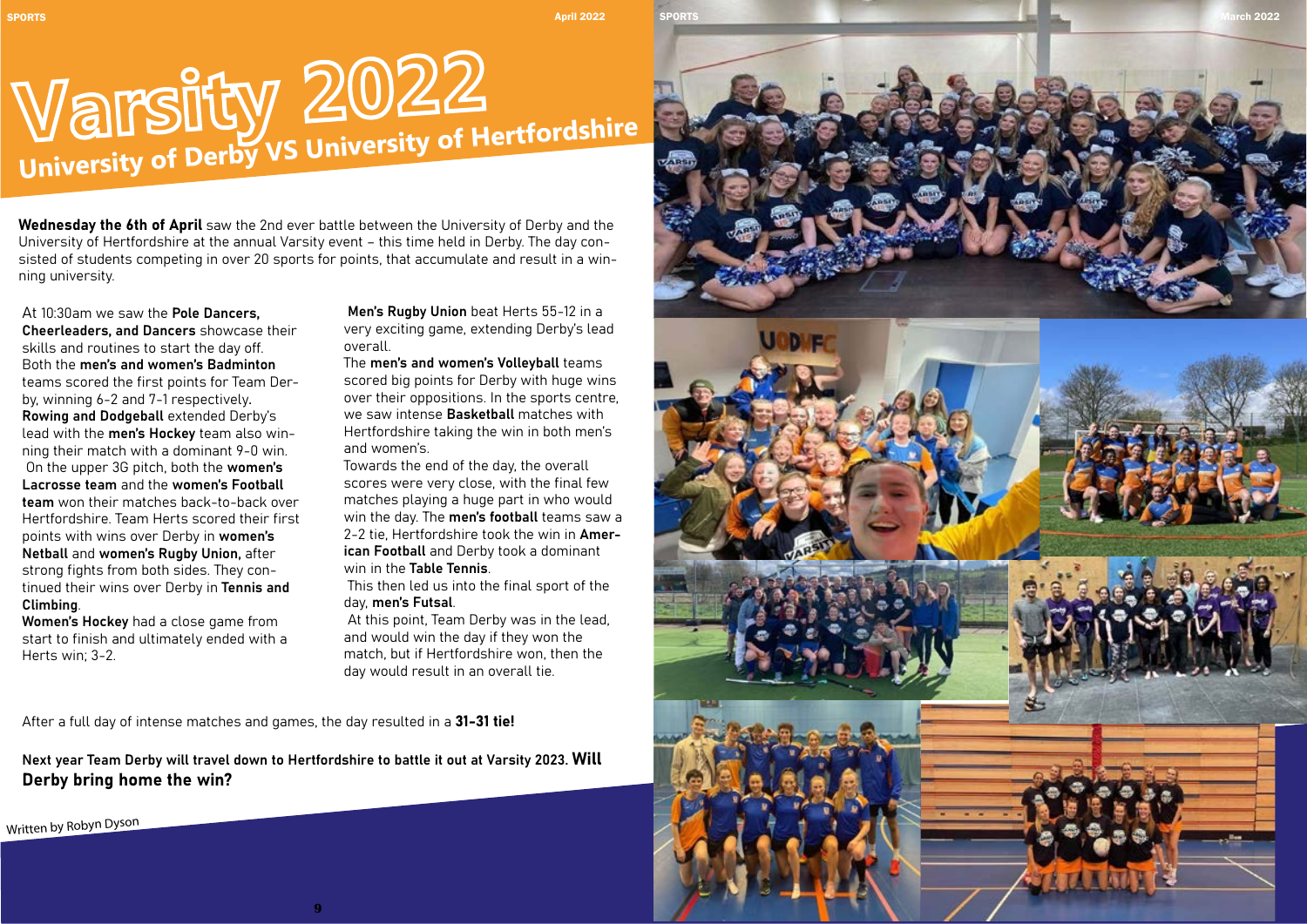# Varsity 2022

## University of Derby VS University of Hertfordshire

**Wednesday the 6th of April** saw the 2nd ever battle between the University of Derby and the University of Hertfordshire at the annual Varsity event – this time held in Derby. The day consisted of students competing in over 20 sports for points, that accumulate and result in a winning university.

At 10:30am we saw the **Pole Dancers, Cheerleaders, and Dancers** showcase their skills and routines to start the day off. Both the **men's and women's Badminton** teams scored the first points for Team Derby, winning 6-2 and 7-1 respectively. **Rowing and Dodgeball** extended Derby's lead with the **men's Hockey** team also winning their match with a dominant 9-0 win.

On the upper 3G pitch, both the **women's Lacrosse team** and the **women's Football team** won their matches back-to-back over Hertfordshire. Team Herts scored their first points with wins over Derby in **women's Netball** and **women's Rugby Union**, after strong fights from both sides. They continued their wins over Derby in **Tennis and Climbing**.

**Women's Hockey** had a close game from start to finish and ultimately ended with a Herts win; 3-2.

**Men's Rugby Union** beat Herts 55-12 in a very exciting game, extending Derby's lead overall.

The **men's and women's Volleyball** teams scored big points for Derby with huge wins over their oppositions. In the sports centre, we saw intense **Basketball** matches with Hertfordshire taking the win in both men's and women's.

Towards the end of the day, the overall scores were very close, with the final few matches playing a huge part in who would win the day. The **men's football** teams saw a 2-2 tie, Hertfordshire took the win in **American Football** and Derby took a dominant win in the **Table Tennis**.

This then led us into the final sport of the day, **men's Futsal**.

At this point, Team Derby was in the lead, and would win the day if they won the match, but if Hertfordshire won, then the day would result in an overall tie.

After a full day of intense matches and games, the day resulted in a **31-31 tie!**

**Next year Team Derby will travel down to Hertfordshire to battle it out at Varsity 2023. Will Derby bring home the win?**

Written by Robyn Dyson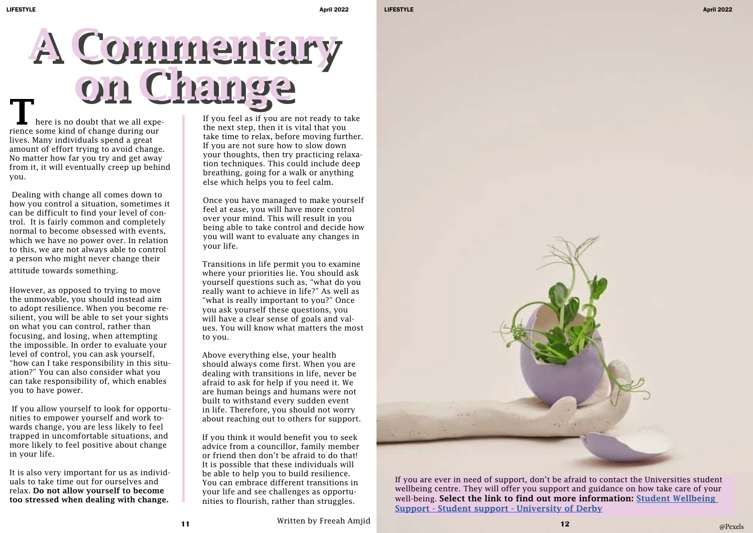# A Commentary on Change

There is no doubt that we all experience some kind of change during our lives. Many individuals spend a great amount of effort trying to avoid change. No matter how far you try and get away from it, it will eventually creep up behind you.

Dealing with change all comes down to how you control a situation, sometimes it can be difficult to find your level of control. It is fairly common and completely normal to become obsessed with events, which we have no power over. In relation to this, we are not always able to control a person who might never change their attitude towards something.

However, as opposed to trying to move the unmovable, you should instead aim to adopt resilience. When you become resilient, you will be able to set your sights on what you can control, rather than focusing, and losing, when attempting the impossible. In order to evaluate your level of control, you can ask yourself, "how can I take responsibility in this situation?" You can also consider what you can take responsibility of, which enables you to have power.

If you allow yourself to look for opportunities to empower yourself and work towards change, you are less likely to feel trapped in uncomfortable situations, and more likely to feel positive about change in your life.

It is also very important for us as individuals to take time out for ourselves and relax. **Do not allow yourself to become too stressed when dealing with change.**

If you feel as if you are not ready to take the next step, then it is vital that you take time to relax, before moving further. If you are not sure how to slow down your thoughts, then try practicing relaxation techniques. This could include deep breathing, going for a walk or anything else which helps you to feel calm.

Once you have managed to make yourself feel at ease, you will have more control over your mind. This will result in you being able to take control and decide how you will want to evaluate any changes in your life.

Transitions in life permit you to examine where your priorities lie. You should ask yourself questions such as, "what do you really want to achieve in life?" As well as "what is really important to you?" Once you ask yourself these questions, you will have a clear sense of goals and values. You will know what matters the most to you.

Above everything else, your health should always come first. When you are dealing with transitions in life, never be afraid to ask for help if you need it. We are human beings and humans were not built to withstand every sudden event in life. Therefore, you should not worry about reaching out to others for support.

If you think it would benefit you to seek advice from a councillor, family member or friend then don't be afraid to do that! It is possible that these individuals will be able to help you to build resilience. You can embrace different transitions in your life and see challenges as opportunities to flourish, rather than struggles.

Written by Freeah Amjid

If you are ever in need of support, don't be afraid to contact the Universities student wellbeing centre. They will offer you support and guidance on how take care of your well-being. **Select the link to find out more information: [Student Wellbeing Support - Student support - University of Derby]**

@Pexels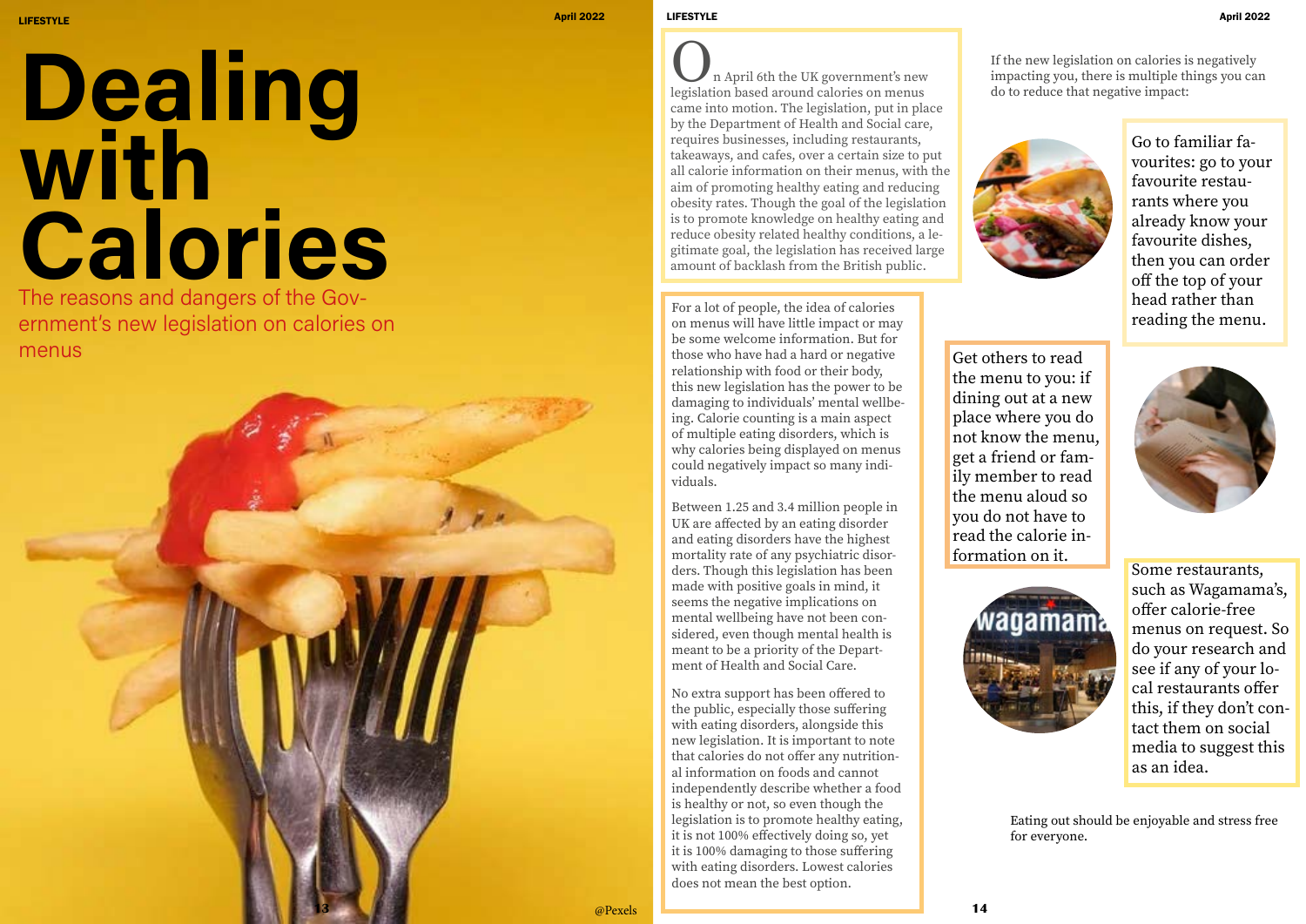# Dealing with Calories

The reasons and dangers of the Government's new legislation on calories on menus

@Pexels

On April 6th the UK government's new legislation based around calories on menus came into motion. The legislation, put in place by the Department of Health and Social care, requires businesses, including restaurants, takeaways, and cafes, over a certain size to put all calorie information on their menus, with the aim of promoting healthy eating and reducing obesity rates. Though the goal of the legislation is to promote knowledge on healthy eating and reduce obesity related healthy conditions, a legitimate goal, the legislation has received large amount of backlash from the British public.

For a lot of people, the idea of calories on menus will have little impact or may be some welcome information. But for those who have had a hard or negative relationship with food or their body, this new legislation has the power to be damaging to individuals' mental wellbeing. Calorie counting is a main aspect of multiple eating disorders, which is why calories being displayed on menus could negatively impact so many individuals.

Between 1.25 and 3.4 million people in UK are affected by an eating disorder and eating disorders have the highest mortality rate of any psychiatric disorders. Though this legislation has been made with positive goals in mind, it seems the negative implications on mental wellbeing have not been considered, even though mental health is meant to be a priority of the Department of Health and Social Care.

No extra support has been offered to the public, especially those suffering with eating disorders, alongside this new legislation. It is important to note that calories do not offer any nutritional information on foods and cannot independently describe whether a food is healthy or not, so even though the legislation is to promote healthy eating, it is not 100% effectively doing so, yet it is 100% damaging to those suffering with eating disorders. Lowest calories does not mean the best option.

If the new legislation on calories is negatively impacting you, there is multiple things you can do to reduce that negative impact:

Go to familiar favourites: go to your favourite restaurants where you already know your favourite dishes, then you can order off the top of your head rather than reading the menu.

Get others to read the menu to you: if dining out at a new place where you do not know the menu, get a friend or family member to read the menu aloud so you do not have to read the calorie information on it.

Some restaurants, such as Wagamama's, offer calorie-free menus on request. So do your research and see if any of your local restaurants offer this, if they don't contact them on social media to suggest this as an idea.

Eating out should be enjoyable and stress free for everyone.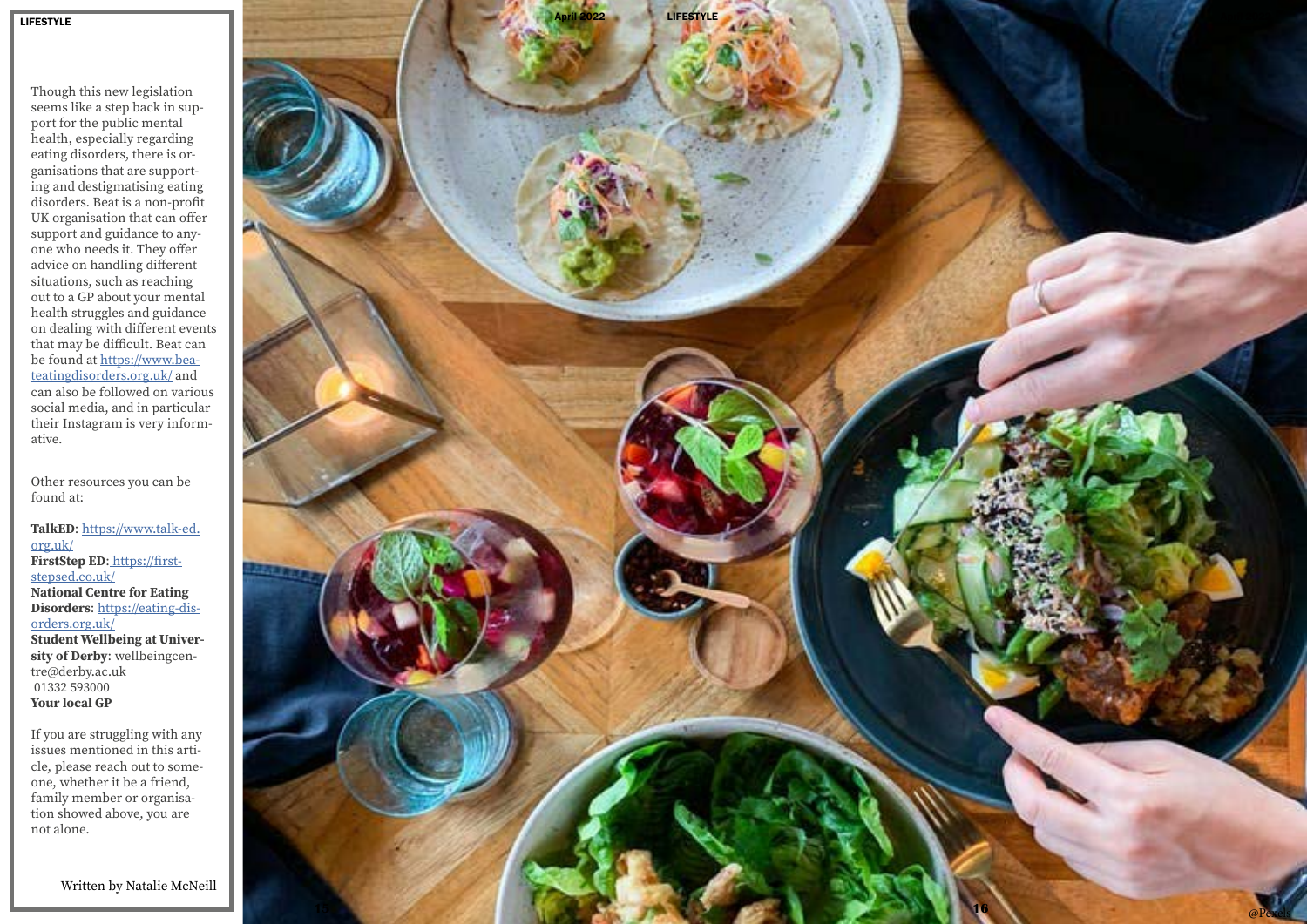Though this new legislation seems like a step back in support for the public mental health, especially regarding eating disorders, there is organisations that are supporting and destigmatising eating disorders. Beat is a non-profit UK organisation that can offer support and guidance to anyone who needs it. They offer advice on handling different situations, such as reaching out to a GP about your mental health struggles and guidance on dealing with different events that may be difficult. Beat can be found at https://www.beateatingdisorders.org.uk/ and can also be followed on various social media, and in particular their Instagram is very informative.

Other resources you can be found at:

**TalkED**: https://www.talk-ed.org.uk/
**FirstStep ED**: https://firststepsed.co.uk/
**National Centre for Eating Disorders**: https://eating-disorders.org.uk/
**Student Wellbeing at University of Derby**: wellbeingcentre@derby.ac.uk
01332 593000
**Your local GP**

If you are struggling with any issues mentioned in this article, please reach out to someone, whether it be a friend, family member or organisation showed above, you are not alone.

Written by Natalie McNeill

@Pexels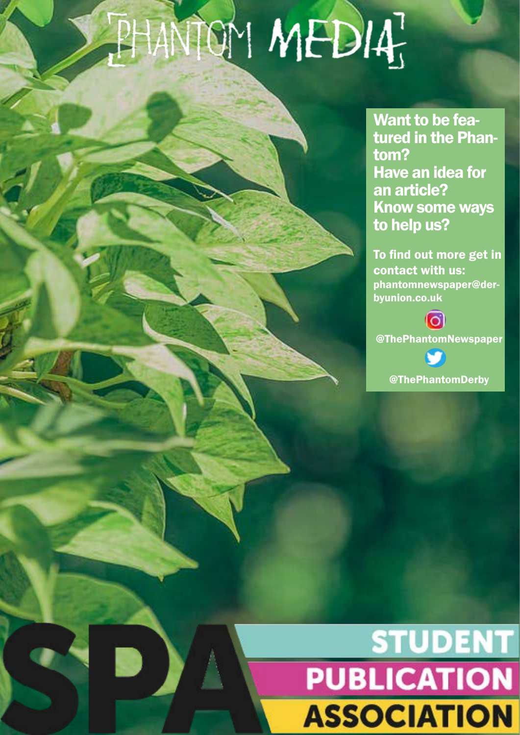# PHANTOM MEDIA

**Want to be featured in the Phantom?**
**Have an idea for an article?**
**Know some ways to help us?**

**To find out more get in contact with us:**
**phantomnewspaper@derbyunion.co.uk**

**@ThePhantomNewspaper**

**@ThePhantomDerby**

**SPA STUDENT PUBLICATION ASSOCIATION**